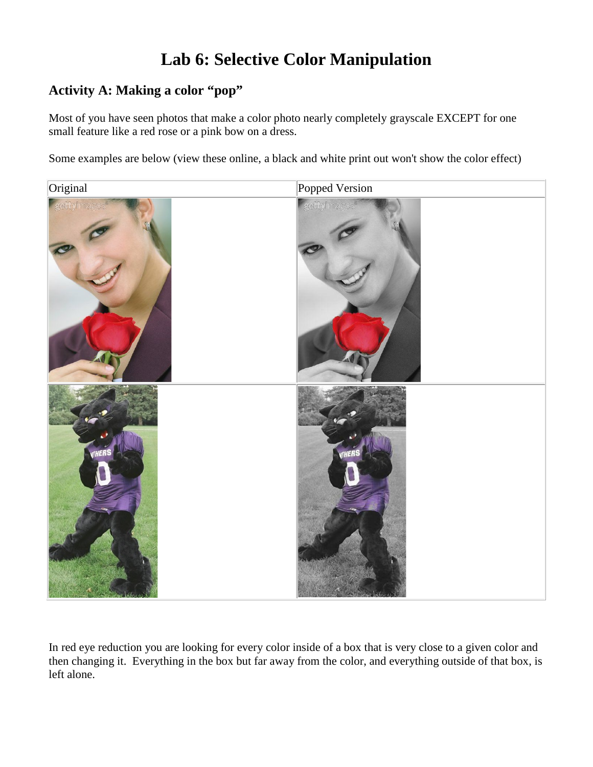# Lab 6: Selective Color Manipulation

## Activity A: Making a color "pop"

Most of you have seen photos that make a color photo nearly completely grayscale EXCEPT for one small feature like a red rose or a pink bow on a dress.

Some examples are below (view these online, a black and white print out won't show the color effect)

| Original | Popped Version |
| --- | --- |
| | |
| | |

In red eye reduction you are looking for every color inside of a box that is very close to a given color and then changing it. Everything in the box but far away from the color, and everything outside of that box, is left alone.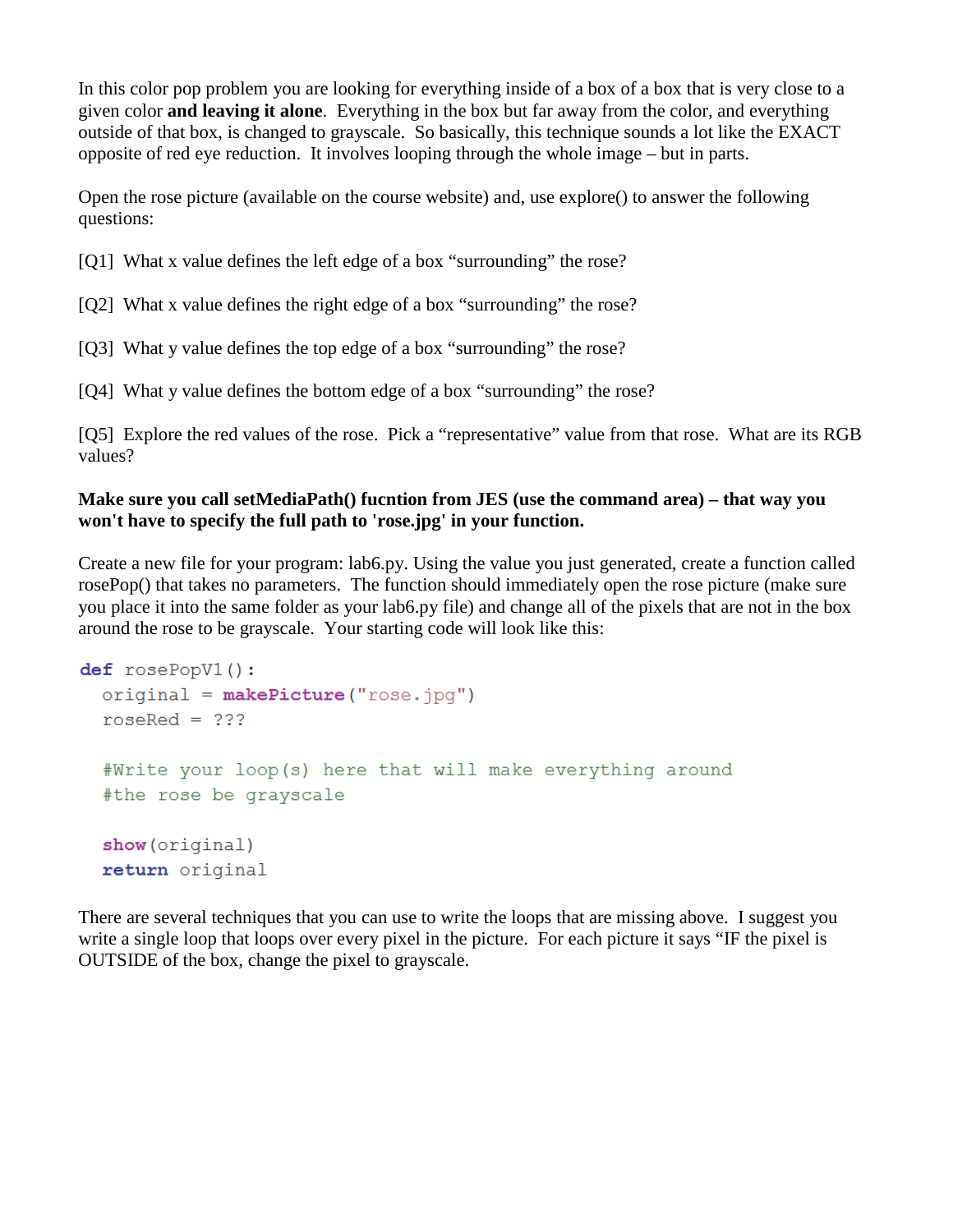In this color pop problem you are looking for everything inside of a box of a box that is very close to a given color **and leaving it alone**. Everything in the box but far away from the color, and everything outside of that box, is changed to grayscale. So basically, this technique sounds a lot like the EXACT opposite of red eye reduction. It involves looping through the whole image – but in parts.

Open the rose picture (available on the course website) and, use explore() to answer the following questions:

[Q1] What x value defines the left edge of a box "surrounding" the rose?

[Q2] What x value defines the right edge of a box "surrounding" the rose?

[Q3] What y value defines the top edge of a box "surrounding" the rose?

[Q4] What y value defines the bottom edge of a box "surrounding" the rose?

[Q5] Explore the red values of the rose. Pick a "representative" value from that rose. What are its RGB values?

**Make sure you call setMediaPath() fucntion from JES (use the command area) – that way you won't have to specify the full path to 'rose.jpg' in your function.**

Create a new file for your program: lab6.py. Using the value you just generated, create a function called rosePop() that takes no parameters. The function should immediately open the rose picture (make sure you place it into the same folder as your lab6.py file) and change all of the pixels that are not in the box around the rose to be grayscale. Your starting code will look like this:

```
def rosePopV1():
  original = makePicture("rose.jpg")
  roseRed = ???

  #Write your loop(s) here that will make everything around
  #the rose be grayscale

  show(original)
  return original
```

There are several techniques that you can use to write the loops that are missing above. I suggest you write a single loop that loops over every pixel in the picture. For each picture it says "IF the pixel is OUTSIDE of the box, change the pixel to grayscale.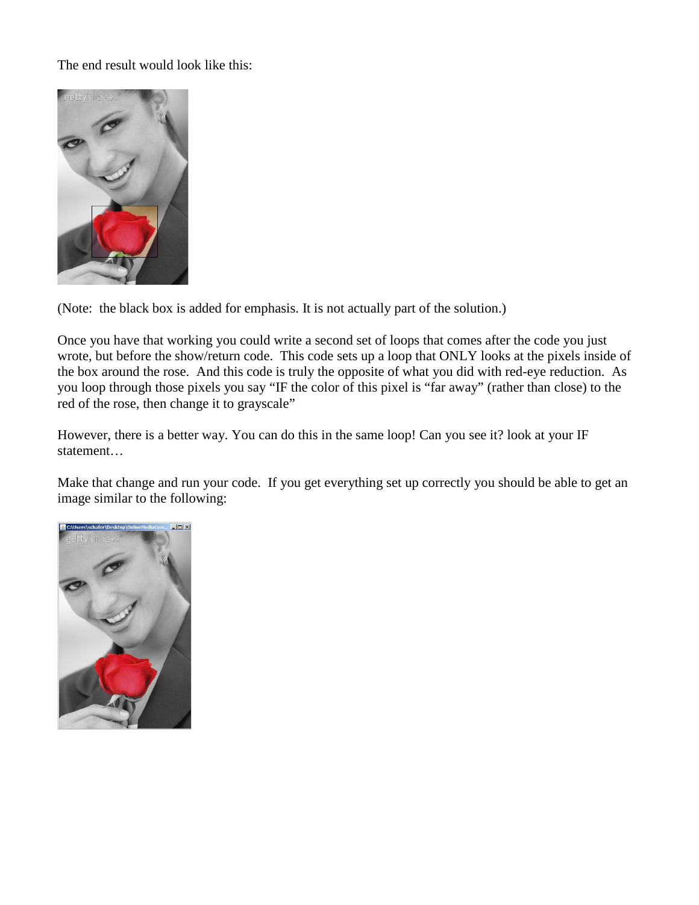The end result would look like this:

(Note: the black box is added for emphasis. It is not actually part of the solution.)

Once you have that working you could write a second set of loops that comes after the code you just wrote, but before the show/return code. This code sets up a loop that ONLY looks at the pixels inside of the box around the rose. And this code is truly the opposite of what you did with red-eye reduction. As you loop through those pixels you say "IF the color of this pixel is "far away" (rather than close) to the red of the rose, then change it to grayscale"

However, there is a better way. You can do this in the same loop! Can you see it? look at your IF statement…

Make that change and run your code. If you get everything set up correctly you should be able to get an image similar to the following: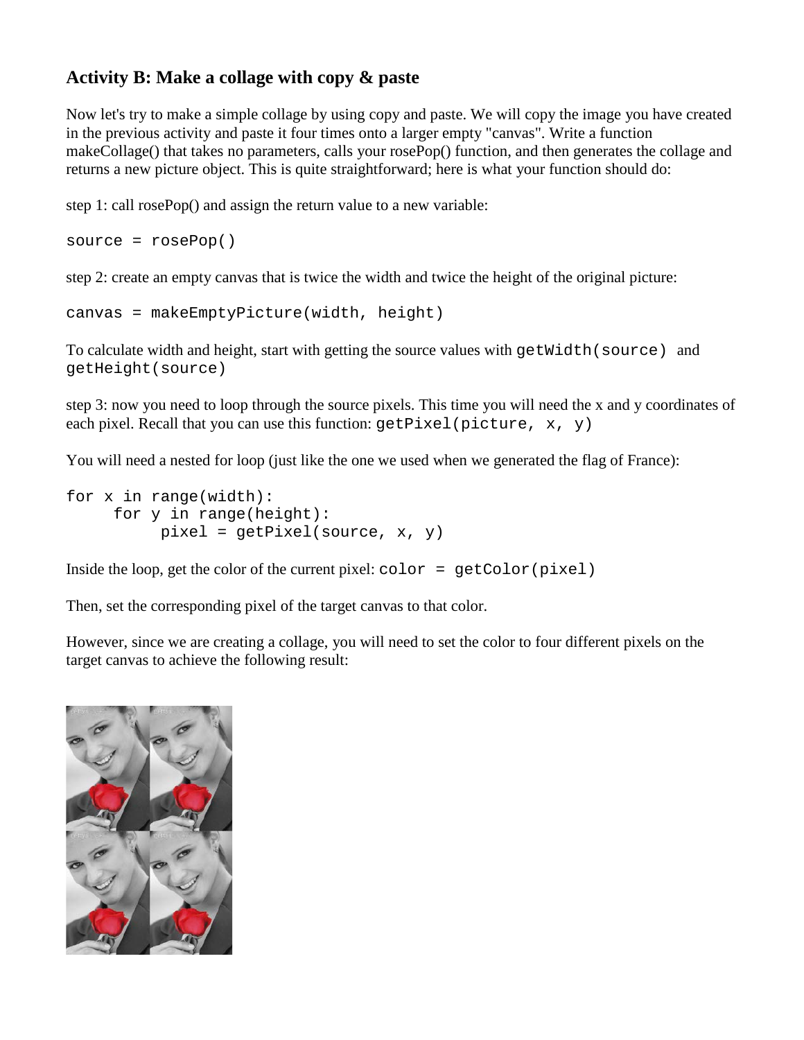## Activity B: Make a collage with copy & paste

Now let's try to make a simple collage by using copy and paste. We will copy the image you have created in the previous activity and paste it four times onto a larger empty "canvas". Write a function makeCollage() that takes no parameters, calls your rosePop() function, and then generates the collage and returns a new picture object. This is quite straightforward; here is what your function should do:

step 1: call rosePop() and assign the return value to a new variable:

```
source = rosePop()
```

step 2: create an empty canvas that is twice the width and twice the height of the original picture:

```
canvas = makeEmptyPicture(width, height)
```

To calculate width and height, start with getting the source values with `getWidth(source)` and `getHeight(source)`

step 3: now you need to loop through the source pixels. This time you will need the x and y coordinates of each pixel. Recall that you can use this function: `getPixel(picture, x, y)`

You will need a nested for loop (just like the one we used when we generated the flag of France):

```
for x in range(width):
     for y in range(height):
          pixel = getPixel(source, x, y)
```

Inside the loop, get the color of the current pixel: `color = getColor(pixel)`

Then, set the corresponding pixel of the target canvas to that color.

However, since we are creating a collage, you will need to set the color to four different pixels on the target canvas to achieve the following result: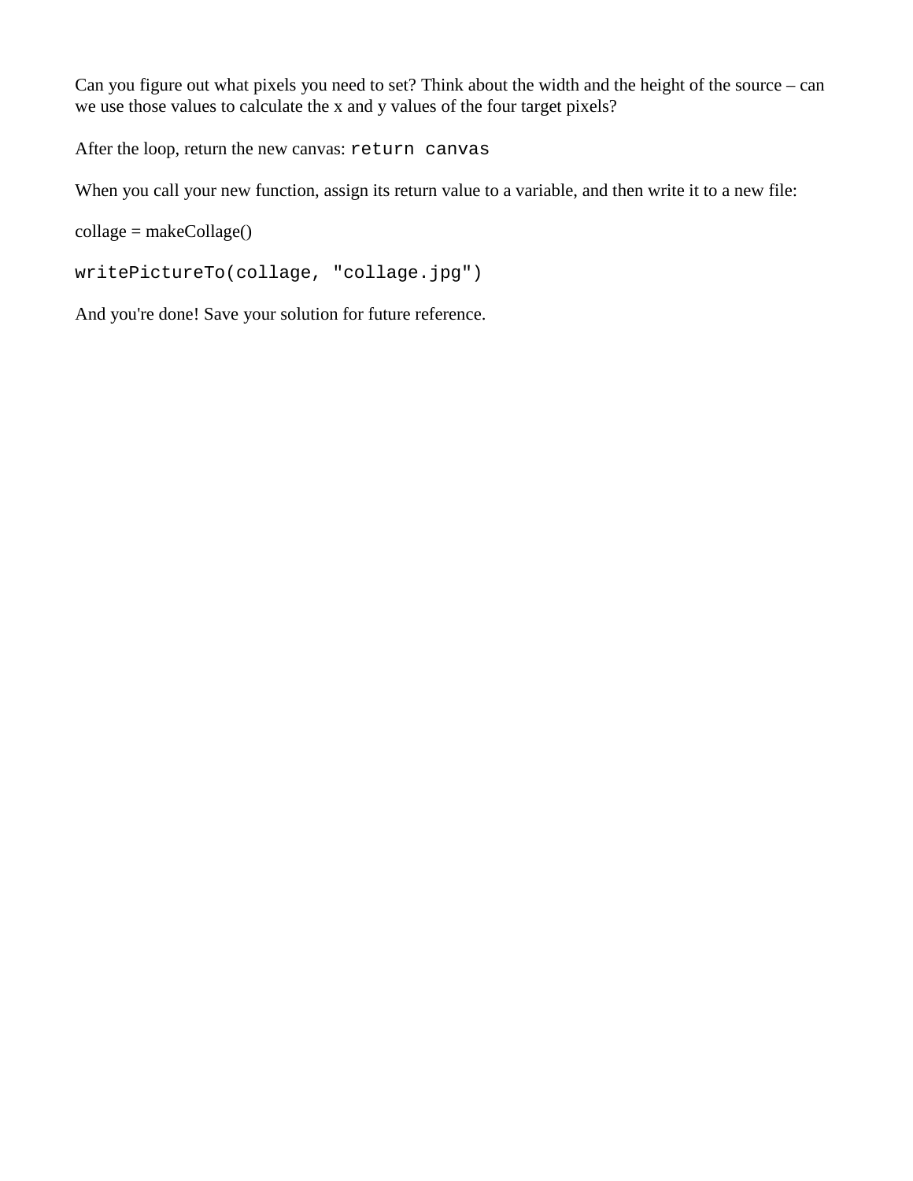Can you figure out what pixels you need to set? Think about the width and the height of the source – can we use those values to calculate the x and y values of the four target pixels?

After the loop, return the new canvas: `return canvas`

When you call your new function, assign its return value to a variable, and then write it to a new file:

```
collage = makeCollage()

writePictureTo(collage, "collage.jpg")
```

And you're done! Save your solution for future reference.